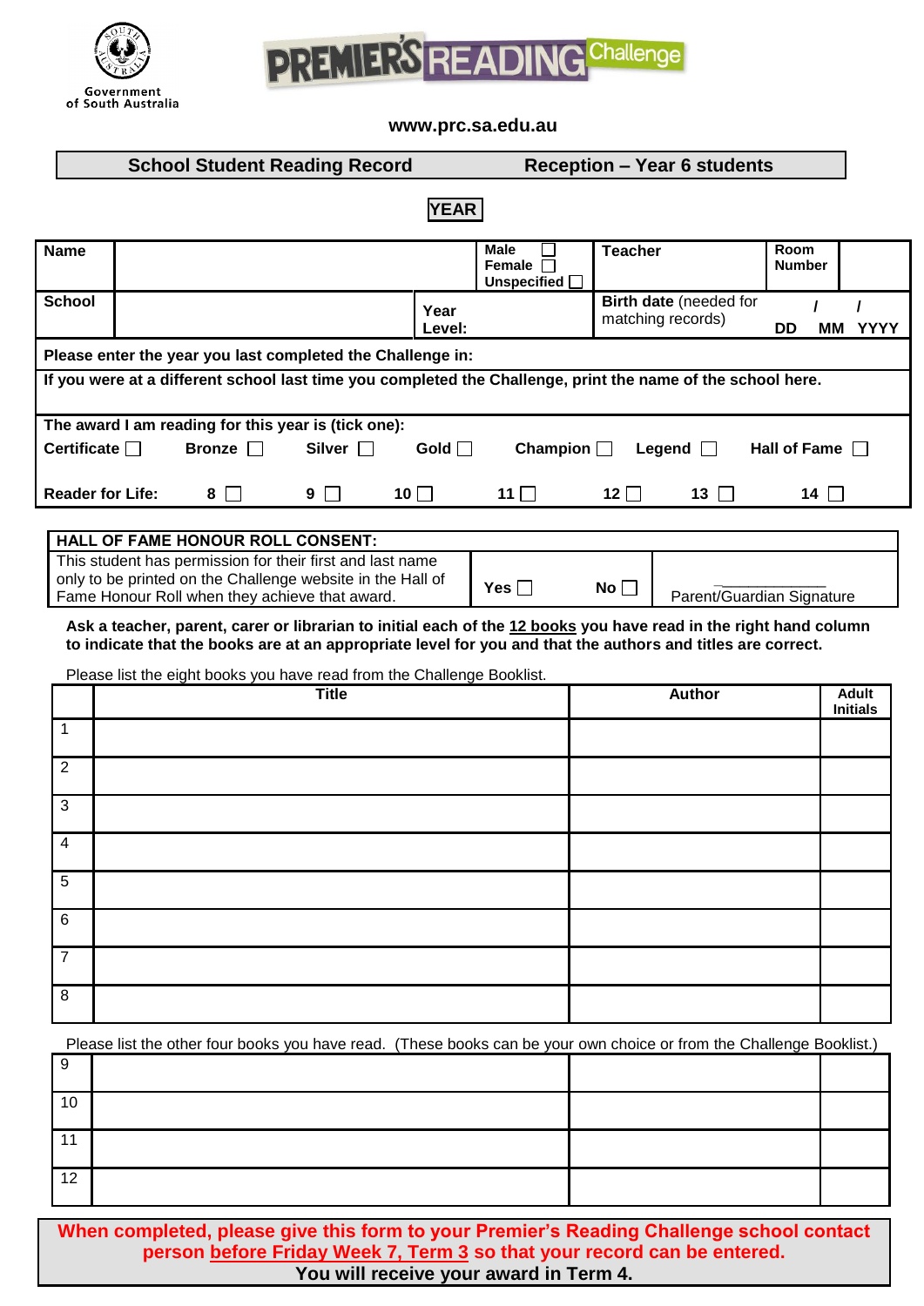Government of South Australia

# PREMIER'S READING Challenge

www.prc.sa.edu.au

## School Student Reading Record — Reception – Year 6 students

**YEAR**

| **Name** | | **Male** ☐ **Female** ☐ **Unspecified** ☐ | **Teacher** | | **Room Number** | |
|---|---|---|---|---|---|---|
| **School** | | **Year Level:** | **Birth date** (needed for matching records) | | / / DD MM YYYY | |

**Please enter the year you last completed the Challenge in:**

**If you were at a different school last time you completed the Challenge, print the name of the school here.**

**The award I am reading for this year is (tick one):**

**Certificate** ☐ **Bronze** ☐ **Silver** ☐ **Gold** ☐ **Champion** ☐ **Legend** ☐ **Hall of Fame** ☐

**Reader for Life:** **8** ☐ **9** ☐ **10** ☐ **11** ☐ **12** ☐ **13** ☐ **14** ☐

| **HALL OF FAME HONOUR ROLL CONSENT:** | | |
|---|---|---|
| This student has permission for their first and last name only to be printed on the Challenge website in the Hall of Fame Honour Roll when they achieve that award. | **Yes** ☐ **No** ☐ | Parent/Guardian Signature |

**Ask a teacher, parent, carer or librarian to initial each of the 12 books you have read in the right hand column to indicate that the books are at an appropriate level for you and that the authors and titles are correct.**

Please list the eight books you have read from the Challenge Booklist.

| | Title | Author | Adult Initials |
|---|---|---|---|
| 1 | | | |
| 2 | | | |
| 3 | | | |
| 4 | | | |
| 5 | | | |
| 6 | | | |
| 7 | | | |
| 8 | | | |

Please list the other four books you have read. (These books can be your own choice or from the Challenge Booklist.)

| | | | |
|---|---|---|---|
| 9 | | | |
| 10 | | | |
| 11 | | | |
| 12 | | | |

**When completed, please give this form to your Premier's Reading Challenge school contact person before Friday Week 7, Term 3 so that your record can be entered.**
**You will receive your award in Term 4.**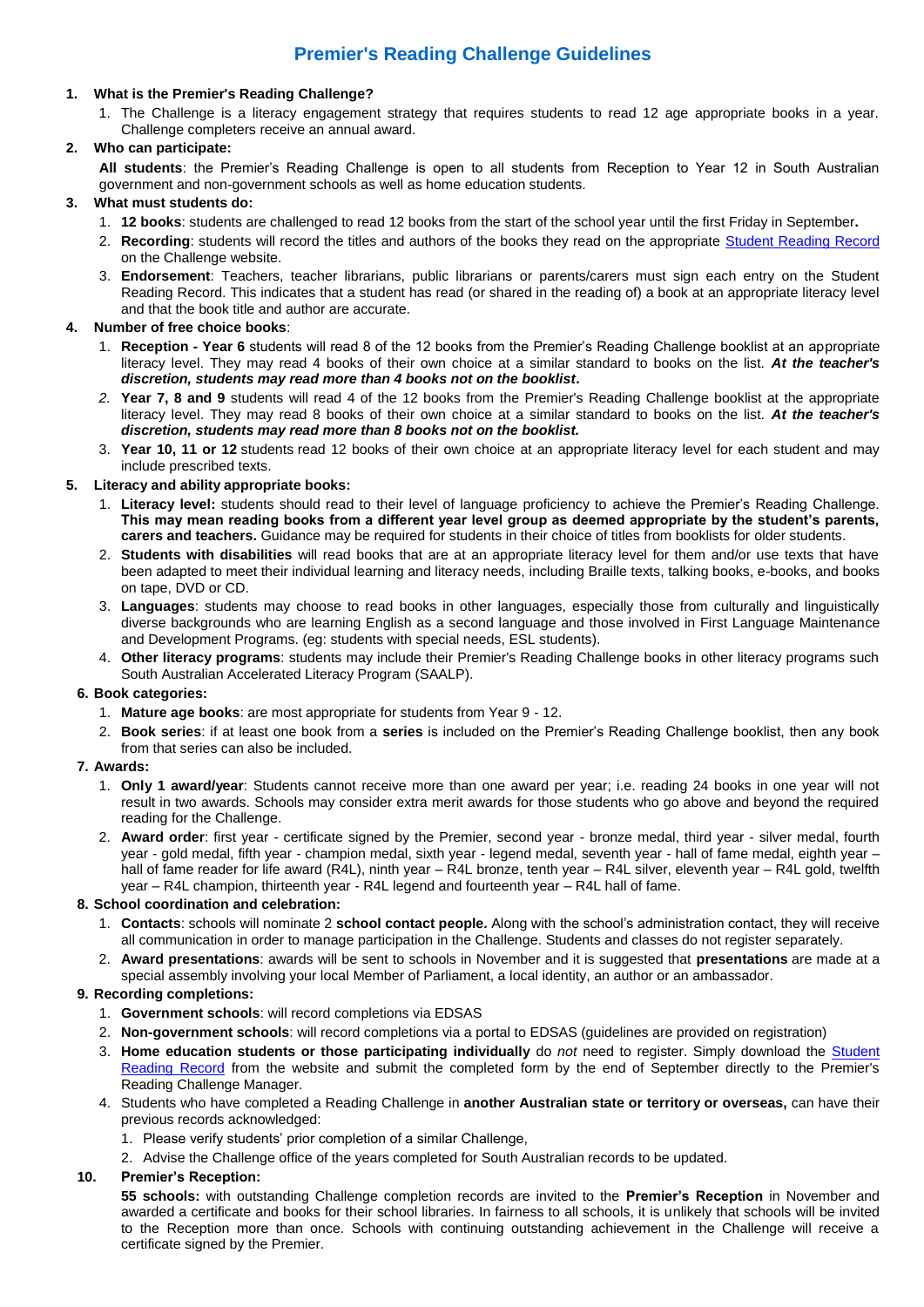# Premier's Reading Challenge Guidelines

1. **What is the Premier's Reading Challenge?**
   1. The Challenge is a literacy engagement strategy that requires students to read 12 age appropriate books in a year. Challenge completers receive an annual award.

2. **Who can participate:**

   **All students**: the Premier's Reading Challenge is open to all students from Reception to Year 12 in South Australian government and non-government schools as well as home education students.

3. **What must students do:**
   1. **12 books**: students are challenged to read 12 books from the start of the school year until the first Friday in September**.**
   2. **Recording**: students will record the titles and authors of the books they read on the appropriate Student Reading Record on the Challenge website.
   3. **Endorsement**: Teachers, teacher librarians, public librarians or parents/carers must sign each entry on the Student Reading Record. This indicates that a student has read (or shared in the reading of) a book at an appropriate literacy level and that the book title and author are accurate.

4. **Number of free choice books**:
   1. **Reception - Year 6** students will read 8 of the 12 books from the Premier's Reading Challenge booklist at an appropriate literacy level. They may read 4 books of their own choice at a similar standard to books on the list. ***At the teacher's discretion, students may read more than 4 books not on the booklist*.**
   2. **Year 7, 8 and 9** students will read 4 of the 12 books from the Premier's Reading Challenge booklist at the appropriate literacy level. They may read 8 books of their own choice at a similar standard to books on the list. ***At the teacher's discretion, students may read more than 8 books not on the booklist.***
   3. **Year 10, 11 or 12** students read 12 books of their own choice at an appropriate literacy level for each student and may include prescribed texts.

5. **Literacy and ability appropriate books:**
   1. **Literacy level:** students should read to their level of language proficiency to achieve the Premier's Reading Challenge. **This may mean reading books from a different year level group as deemed appropriate by the student's parents, carers and teachers.** Guidance may be required for students in their choice of titles from booklists for older students.
   2. **Students with disabilities** will read books that are at an appropriate literacy level for them and/or use texts that have been adapted to meet their individual learning and literacy needs, including Braille texts, talking books, e-books, and books on tape, DVD or CD.
   3. **Languages**: students may choose to read books in other languages, especially those from culturally and linguistically diverse backgrounds who are learning English as a second language and those involved in First Language Maintenance and Development Programs. (eg: students with special needs, ESL students).
   4. **Other literacy programs**: students may include their Premier's Reading Challenge books in other literacy programs such South Australian Accelerated Literacy Program (SAALP).

6. **Book categories:**
   1. **Mature age books**: are most appropriate for students from Year 9 - 12.
   2. **Book series**: if at least one book from a **series** is included on the Premier's Reading Challenge booklist, then any book from that series can also be included.

7. **Awards:**
   1. **Only 1 award/year**: Students cannot receive more than one award per year; i.e. reading 24 books in one year will not result in two awards. Schools may consider extra merit awards for those students who go above and beyond the required reading for the Challenge.
   2. **Award order**: first year - certificate signed by the Premier, second year - bronze medal, third year - silver medal, fourth year - gold medal, fifth year - champion medal, sixth year - legend medal, seventh year - hall of fame medal, eighth year – hall of fame reader for life award (R4L), ninth year – R4L bronze, tenth year – R4L silver, eleventh year – R4L gold, twelfth year – R4L champion, thirteenth year - R4L legend and fourteenth year – R4L hall of fame.

8. **School coordination and celebration:**
   1. **Contacts**: schools will nominate 2 **school contact people.** Along with the school's administration contact, they will receive all communication in order to manage participation in the Challenge. Students and classes do not register separately.
   2. **Award presentations**: awards will be sent to schools in November and it is suggested that **presentations** are made at a special assembly involving your local Member of Parliament, a local identity, an author or an ambassador.

9. **Recording completions:**
   1. **Government schools**: will record completions via EDSAS
   2. **Non-government schools**: will record completions via a portal to EDSAS (guidelines are provided on registration)
   3. **Home education students or those participating individually** do *not* need to register. Simply download the Student Reading Record from the website and submit the completed form by the end of September directly to the Premier's Reading Challenge Manager.
   4. Students who have completed a Reading Challenge in **another Australian state or territory or overseas,** can have their previous records acknowledged:
      1. Please verify students' prior completion of a similar Challenge,
      2. Advise the Challenge office of the years completed for South Australian records to be updated.

10. **Premier's Reception:**

    **55 schools:** with outstanding Challenge completion records are invited to the **Premier's Reception** in November and awarded a certificate and books for their school libraries. In fairness to all schools, it is unlikely that schools will be invited to the Reception more than once. Schools with continuing outstanding achievement in the Challenge will receive a certificate signed by the Premier.